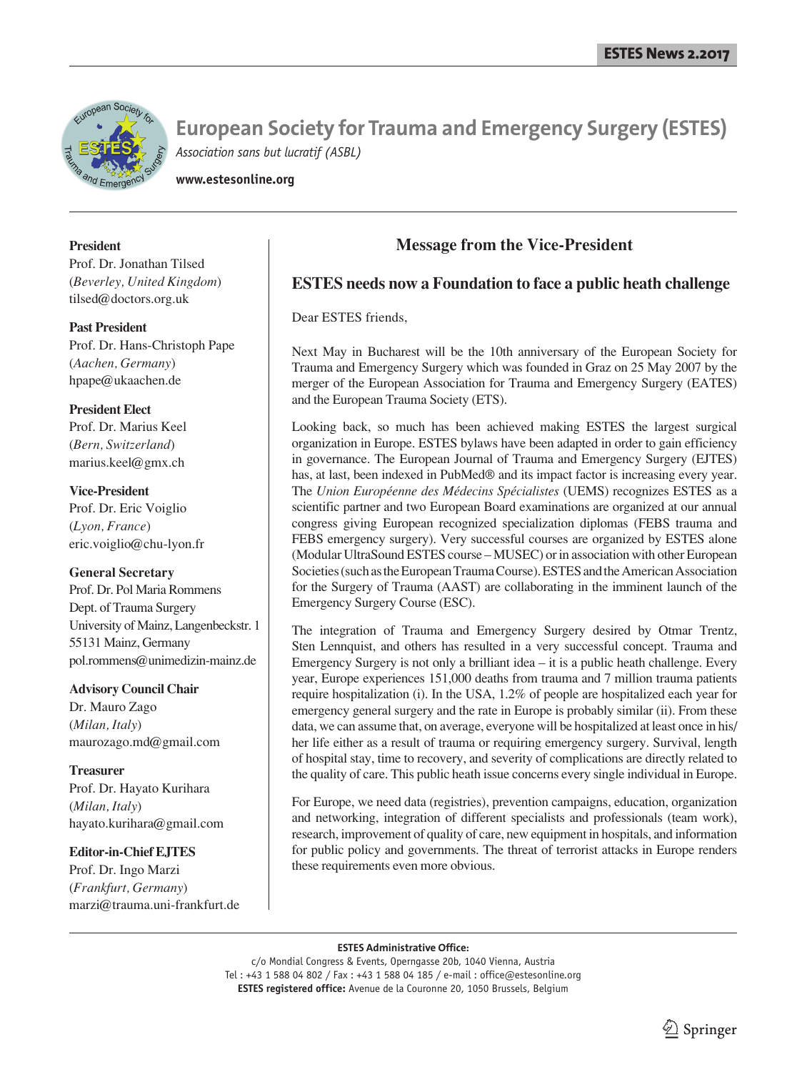# European Society for Trauma and Emergency Surgery (ESTES)

*Association sans but lucratif (ASBL)*

**www.estesonline.org**

**President**
Prof. Dr. Jonathan Tilsed
(*Beverley, United Kingdom*)
tilsed@doctors.org.uk

**Past President**
Prof. Dr. Hans-Christoph Pape
(*Aachen, Germany*)
hpape@ukaachen.de

**President Elect**
Prof. Dr. Marius Keel
(*Bern, Switzerland*)
marius.keel@gmx.ch

**Vice-President**
Prof. Dr. Eric Voiglio
(*Lyon, France*)
eric.voiglio@chu-lyon.fr

**General Secretary**
Prof. Dr. Pol Maria Rommens
Dept. of Trauma Surgery
University of Mainz, Langenbeckstr. 1
55131 Mainz, Germany
pol.rommens@unimedizin-mainz.de

**Advisory Council Chair**
Dr. Mauro Zago
(*Milan, Italy*)
maurozago.md@gmail.com

**Treasurer**
Prof. Dr. Hayato Kurihara
(*Milan, Italy*)
hayato.kurihara@gmail.com

**Editor-in-Chief EJTES**
Prof. Dr. Ingo Marzi
(*Frankfurt, Germany*)
marzi@trauma.uni-frankfurt.de

## Message from the Vice-President

### ESTES needs now a Foundation to face a public heath challenge

Dear ESTES friends,

Next May in Bucharest will be the 10th anniversary of the European Society for Trauma and Emergency Surgery which was founded in Graz on 25 May 2007 by the merger of the European Association for Trauma and Emergency Surgery (EATES) and the European Trauma Society (ETS).

Looking back, so much has been achieved making ESTES the largest surgical organization in Europe. ESTES bylaws have been adapted in order to gain efficiency in governance. The European Journal of Trauma and Emergency Surgery (EJTES) has, at last, been indexed in PubMed® and its impact factor is increasing every year. The *Union Européenne des Médecins Spécialistes* (UEMS) recognizes ESTES as a scientific partner and two European Board examinations are organized at our annual congress giving European recognized specialization diplomas (FEBS trauma and FEBS emergency surgery). Very successful courses are organized by ESTES alone (Modular UltraSound ESTES course – MUSEC) or in association with other European Societies (such as the European Trauma Course). ESTES and the American Association for the Surgery of Trauma (AAST) are collaborating in the imminent launch of the Emergency Surgery Course (ESC).

The integration of Trauma and Emergency Surgery desired by Otmar Trentz, Sten Lennquist, and others has resulted in a very successful concept. Trauma and Emergency Surgery is not only a brilliant idea – it is a public heath challenge. Every year, Europe experiences 151,000 deaths from trauma and 7 million trauma patients require hospitalization (i). In the USA, 1.2% of people are hospitalized each year for emergency general surgery and the rate in Europe is probably similar (ii). From these data, we can assume that, on average, everyone will be hospitalized at least once in his/her life either as a result of trauma or requiring emergency surgery. Survival, length of hospital stay, time to recovery, and severity of complications are directly related to the quality of care. This public heath issue concerns every single individual in Europe.

For Europe, we need data (registries), prevention campaigns, education, organization and networking, integration of different specialists and professionals (team work), research, improvement of quality of care, new equipment in hospitals, and information for public policy and governments. The threat of terrorist attacks in Europe renders these requirements even more obvious.

**ESTES Administrative Office:**
c/o Mondial Congress & Events, Operngasse 20b, 1040 Vienna, Austria
Tel : +43 1 588 04 802 / Fax : +43 1 588 04 185 / e-mail : office@estesonline.org
**ESTES registered office:** Avenue de la Couronne 20, 1050 Brussels, Belgium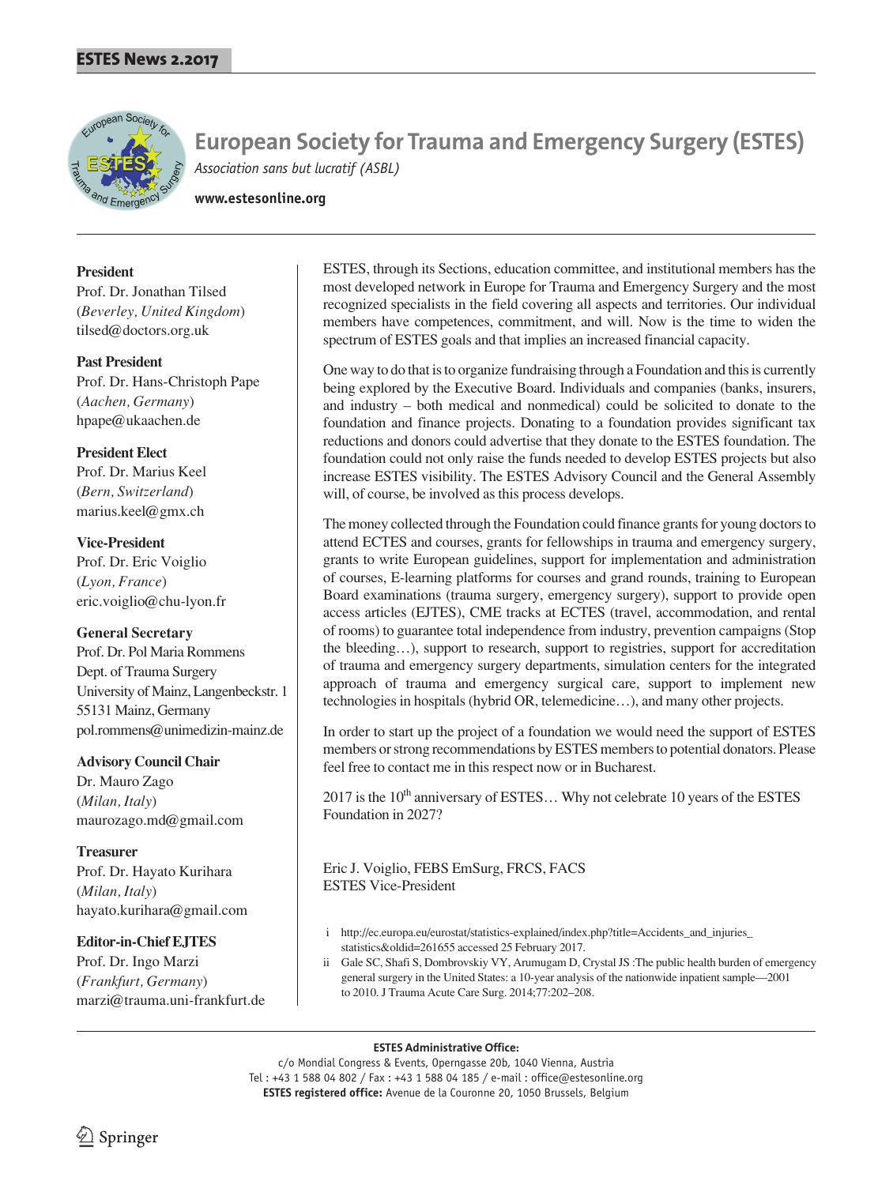# European Society for Trauma and Emergency Surgery (ESTES)

*Association sans but lucratif (ASBL)*

**www.estesonline.org**

**President**
Prof. Dr. Jonathan Tilsed
(*Beverley, United Kingdom*)
tilsed@doctors.org.uk

**Past President**
Prof. Dr. Hans-Christoph Pape
(*Aachen, Germany*)
hpape@ukaachen.de

**President Elect**
Prof. Dr. Marius Keel
(*Bern, Switzerland*)
marius.keel@gmx.ch

**Vice-President**
Prof. Dr. Eric Voiglio
(*Lyon, France*)
eric.voiglio@chu-lyon.fr

**General Secretary**
Prof. Dr. Pol Maria Rommens
Dept. of Trauma Surgery
University of Mainz, Langenbeckstr. 1
55131 Mainz, Germany
pol.rommens@unimedizin-mainz.de

**Advisory Council Chair**
Dr. Mauro Zago
(*Milan, Italy*)
maurozago.md@gmail.com

**Treasurer**
Prof. Dr. Hayato Kurihara
(*Milan, Italy*)
hayato.kurihara@gmail.com

**Editor-in-Chief EJTES**
Prof. Dr. Ingo Marzi
(*Frankfurt, Germany*)
marzi@trauma.uni-frankfurt.de

ESTES, through its Sections, education committee, and institutional members has the most developed network in Europe for Trauma and Emergency Surgery and the most recognized specialists in the field covering all aspects and territories. Our individual members have competences, commitment, and will. Now is the time to widen the spectrum of ESTES goals and that implies an increased financial capacity.

One way to do that is to organize fundraising through a Foundation and this is currently being explored by the Executive Board. Individuals and companies (banks, insurers, and industry – both medical and nonmedical) could be solicited to donate to the foundation and finance projects. Donating to a foundation provides significant tax reductions and donors could advertise that they donate to the ESTES foundation. The foundation could not only raise the funds needed to develop ESTES projects but also increase ESTES visibility. The ESTES Advisory Council and the General Assembly will, of course, be involved as this process develops.

The money collected through the Foundation could finance grants for young doctors to attend ECTES and courses, grants for fellowships in trauma and emergency surgery, grants to write European guidelines, support for implementation and administration of courses, E-learning platforms for courses and grand rounds, training to European Board examinations (trauma surgery, emergency surgery), support to provide open access articles (EJTES), CME tracks at ECTES (travel, accommodation, and rental of rooms) to guarantee total independence from industry, prevention campaigns (Stop the bleeding…), support to research, support to registries, support for accreditation of trauma and emergency surgery departments, simulation centers for the integrated approach of trauma and emergency surgical care, support to implement new technologies in hospitals (hybrid OR, telemedicine…), and many other projects.

In order to start up the project of a foundation we would need the support of ESTES members or strong recommendations by ESTES members to potential donators. Please feel free to contact me in this respect now or in Bucharest.

2017 is the 10th anniversary of ESTES… Why not celebrate 10 years of the ESTES Foundation in 2027?

Eric J. Voiglio, FEBS EmSurg, FRCS, FACS
ESTES Vice-President

i http://ec.europa.eu/eurostat/statistics-explained/index.php?title=Accidents_and_injuries_statistics&oldid=261655 accessed 25 February 2017.

ii Gale SC, Shafi S, Dombrovskiy VY, Arumugam D, Crystal JS :The public health burden of emergency general surgery in the United States: a 10-year analysis of the nationwide inpatient sample—2001 to 2010. J Trauma Acute Care Surg. 2014;77:202–208.

**ESTES Administrative Office:**
c/o Mondial Congress & Events, Operngasse 20b, 1040 Vienna, Austria
Tel : +43 1 588 04 802 / Fax : +43 1 588 04 185 / e-mail : office@estesonline.org
**ESTES registered office:** Avenue de la Couronne 20, 1050 Brussels, Belgium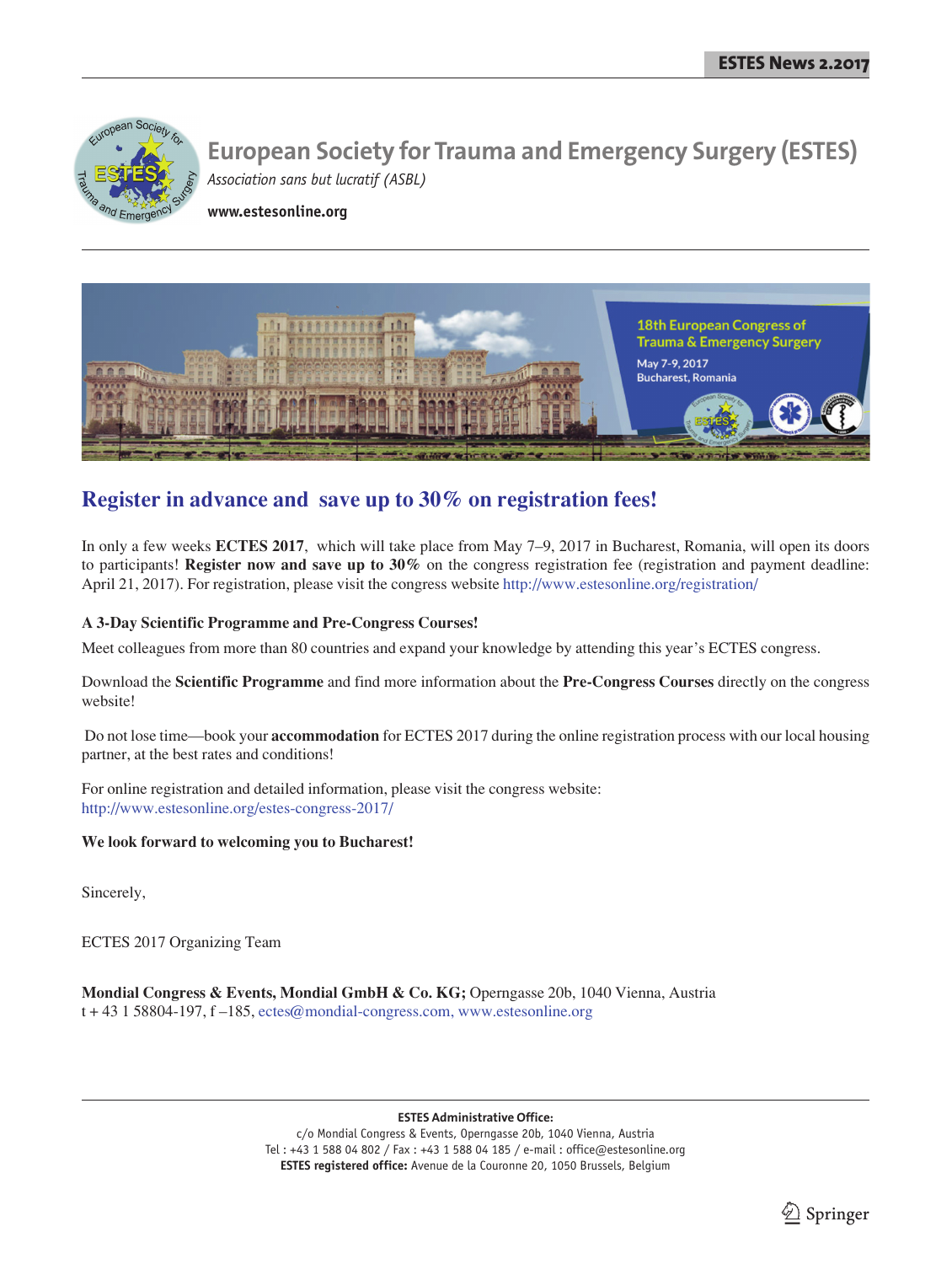# European Society for Trauma and Emergency Surgery (ESTES)

*Association sans but lucratif (ASBL)*

**www.estesonline.org**

18th European Congress of Trauma & Emergency Surgery

May 7-9, 2017
Bucharest, Romania

## Register in advance and save up to 30% on registration fees!

In only a few weeks **ECTES 2017**, which will take place from May 7–9, 2017 in Bucharest, Romania, will open its doors to participants! **Register now and save up to 30%** on the congress registration fee (registration and payment deadline: April 21, 2017). For registration, please visit the congress website http://www.estesonline.org/registration/

**A 3-Day Scientific Programme and Pre-Congress Courses!**

Meet colleagues from more than 80 countries and expand your knowledge by attending this year's ECTES congress.

Download the **Scientific Programme** and find more information about the **Pre-Congress Courses** directly on the congress website!

Do not lose time—book your **accommodation** for ECTES 2017 during the online registration process with our local housing partner, at the best rates and conditions!

For online registration and detailed information, please visit the congress website:
http://www.estesonline.org/estes-congress-2017/

**We look forward to welcoming you to Bucharest!**

Sincerely,

ECTES 2017 Organizing Team

**Mondial Congress & Events, Mondial GmbH & Co. KG;** Operngasse 20b, 1040 Vienna, Austria
t + 43 1 58804-197, f –185, ectes@mondial-congress.com, www.estesonline.org

**ESTES Administrative Office:**
c/o Mondial Congress & Events, Operngasse 20b, 1040 Vienna, Austria
Tel : +43 1 588 04 802 / Fax : +43 1 588 04 185 / e-mail : office@estesonline.org
**ESTES registered office:** Avenue de la Couronne 20, 1050 Brussels, Belgium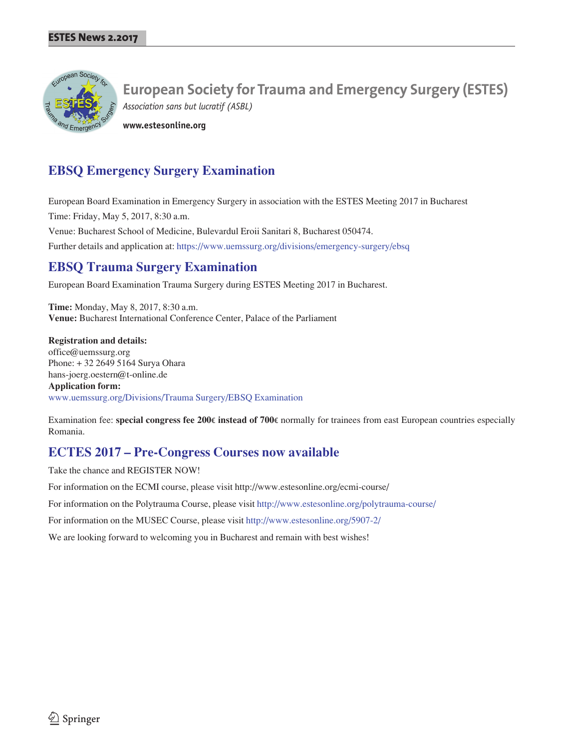## European Society for Trauma and Emergency Surgery (ESTES)

*Association sans but lucratif (ASBL)*

**www.estesonline.org**

## EBSQ Emergency Surgery Examination

European Board Examination in Emergency Surgery in association with the ESTES Meeting 2017 in Bucharest

Time: Friday, May 5, 2017, 8:30 a.m.

Venue: Bucharest School of Medicine, Bulevardul Eroii Sanitari 8, Bucharest 050474.

Further details and application at: https://www.uemssurg.org/divisions/emergency-surgery/ebsq

## EBSQ Trauma Surgery Examination

European Board Examination Trauma Surgery during ESTES Meeting 2017 in Bucharest.

**Time:** Monday, May 8, 2017, 8:30 a.m.
**Venue:** Bucharest International Conference Center, Palace of the Parliament

**Registration and details:**
office@uemssurg.org
Phone: + 32 2649 5164 Surya Ohara
hans-joerg.oestern@t-online.de
**Application form:**
www.uemssurg.org/Divisions/Trauma Surgery/EBSQ Examination

Examination fee: **special congress fee 200€ instead of 700€** normally for trainees from east European countries especially Romania.

## ECTES 2017 – Pre-Congress Courses now available

Take the chance and REGISTER NOW!

For information on the ECMI course, please visit http://www.estesonline.org/ecmi-course/

For information on the Polytrauma Course, please visit http://www.estesonline.org/polytrauma-course/

For information on the MUSEC Course, please visit http://www.estesonline.org/5907-2/

We are looking forward to welcoming you in Bucharest and remain with best wishes!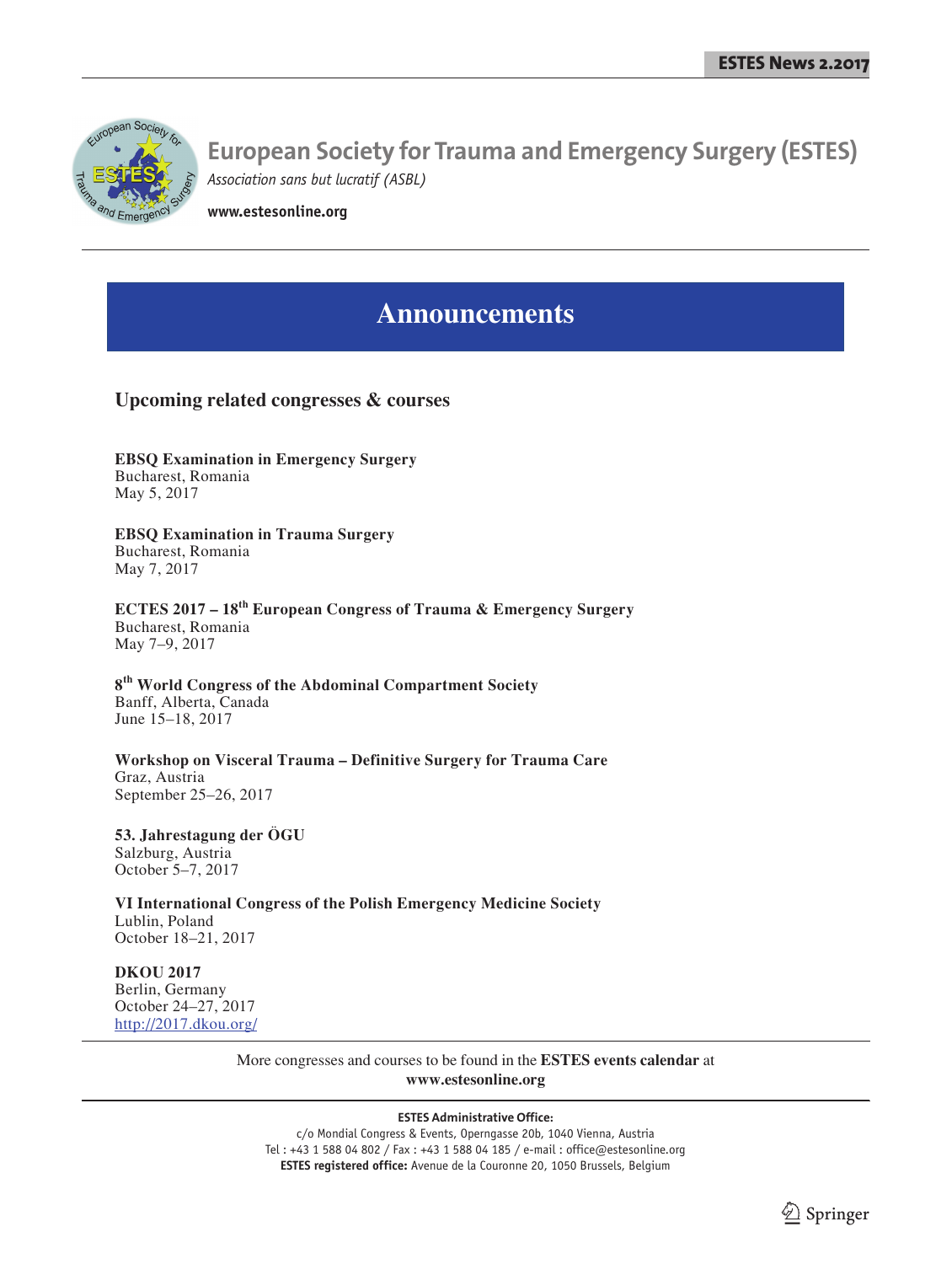# European Society for Trauma and Emergency Surgery (ESTES)

*Association sans but lucratif (ASBL)*

**www.estesonline.org**

## Announcements

### Upcoming related congresses & courses

**EBSQ Examination in Emergency Surgery**
Bucharest, Romania
May 5, 2017

**EBSQ Examination in Trauma Surgery**
Bucharest, Romania
May 7, 2017

**ECTES 2017 – 18th European Congress of Trauma & Emergency Surgery**
Bucharest, Romania
May 7–9, 2017

**8th World Congress of the Abdominal Compartment Society**
Banff, Alberta, Canada
June 15–18, 2017

**Workshop on Visceral Trauma – Definitive Surgery for Trauma Care**
Graz, Austria
September 25–26, 2017

**53. Jahrestagung der ÖGU**
Salzburg, Austria
October 5–7, 2017

**VI International Congress of the Polish Emergency Medicine Society**
Lublin, Poland
October 18–21, 2017

**DKOU 2017**
Berlin, Germany
October 24–27, 2017
http://2017.dkou.org/

More congresses and courses to be found in the **ESTES events calendar** at **www.estesonline.org**

**ESTES Administrative Office:**
c/o Mondial Congress & Events, Operngasse 20b, 1040 Vienna, Austria
Tel : +43 1 588 04 802 / Fax : +43 1 588 04 185 / e-mail : office@estesonline.org
**ESTES registered office:** Avenue de la Couronne 20, 1050 Brussels, Belgium